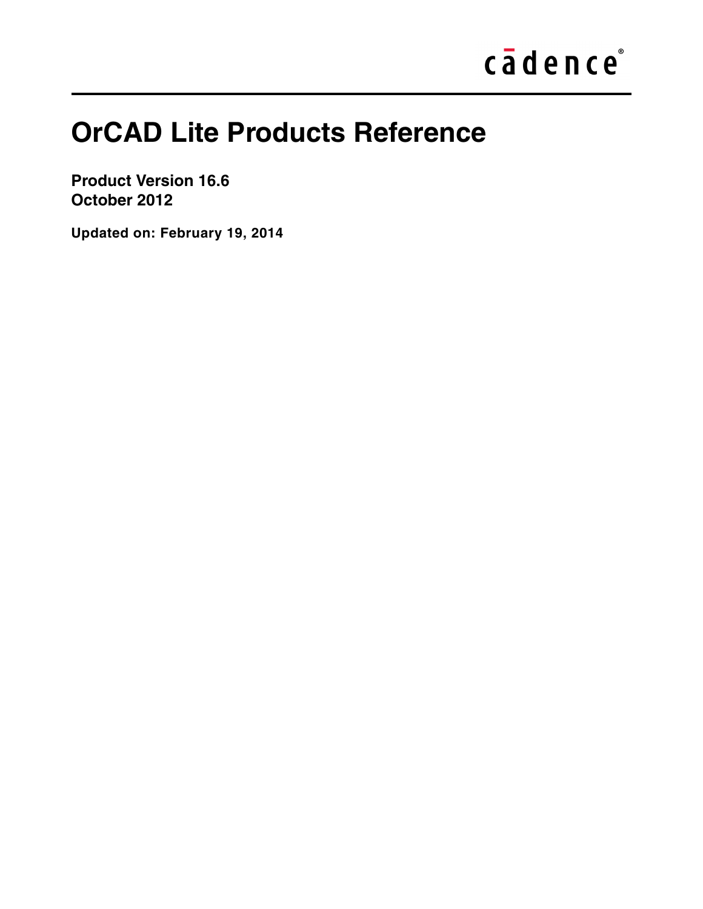cādence®

# OrCAD Lite Products Reference

**Product Version 16.6**
**October 2012**

**Updated on: February 19, 2014**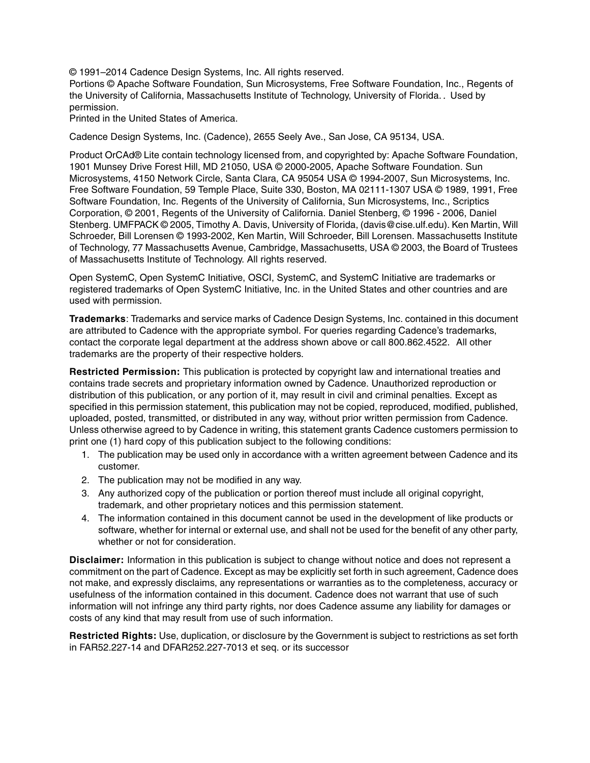© 1991–2014 Cadence Design Systems, Inc. All rights reserved.
Portions © Apache Software Foundation, Sun Microsystems, Free Software Foundation, Inc., Regents of the University of California, Massachusetts Institute of Technology, University of Florida. . Used by permission.
Printed in the United States of America.

Cadence Design Systems, Inc. (Cadence), 2655 Seely Ave., San Jose, CA 95134, USA.

Product OrCAd® Lite contain technology licensed from, and copyrighted by: Apache Software Foundation, 1901 Munsey Drive Forest Hill, MD 21050, USA © 2000-2005, Apache Software Foundation. Sun Microsystems, 4150 Network Circle, Santa Clara, CA 95054 USA © 1994-2007, Sun Microsystems, Inc. Free Software Foundation, 59 Temple Place, Suite 330, Boston, MA 02111-1307 USA © 1989, 1991, Free Software Foundation, Inc. Regents of the University of California, Sun Microsystems, Inc., Scriptics Corporation, © 2001, Regents of the University of California. Daniel Stenberg, © 1996 - 2006, Daniel Stenberg. UMFPACK © 2005, Timothy A. Davis, University of Florida, (davis@cise.ulf.edu). Ken Martin, Will Schroeder, Bill Lorensen © 1993-2002, Ken Martin, Will Schroeder, Bill Lorensen. Massachusetts Institute of Technology, 77 Massachusetts Avenue, Cambridge, Massachusetts, USA © 2003, the Board of Trustees of Massachusetts Institute of Technology. All rights reserved.

Open SystemC, Open SystemC Initiative, OSCI, SystemC, and SystemC Initiative are trademarks or registered trademarks of Open SystemC Initiative, Inc. in the United States and other countries and are used with permission.

**Trademarks**: Trademarks and service marks of Cadence Design Systems, Inc. contained in this document are attributed to Cadence with the appropriate symbol. For queries regarding Cadence's trademarks, contact the corporate legal department at the address shown above or call 800.862.4522. All other trademarks are the property of their respective holders.

**Restricted Permission:** This publication is protected by copyright law and international treaties and contains trade secrets and proprietary information owned by Cadence. Unauthorized reproduction or distribution of this publication, or any portion of it, may result in civil and criminal penalties. Except as specified in this permission statement, this publication may not be copied, reproduced, modified, published, uploaded, posted, transmitted, or distributed in any way, without prior written permission from Cadence. Unless otherwise agreed to by Cadence in writing, this statement grants Cadence customers permission to print one (1) hard copy of this publication subject to the following conditions:

1. The publication may be used only in accordance with a written agreement between Cadence and its customer.
2. The publication may not be modified in any way.
3. Any authorized copy of the publication or portion thereof must include all original copyright, trademark, and other proprietary notices and this permission statement.
4. The information contained in this document cannot be used in the development of like products or software, whether for internal or external use, and shall not be used for the benefit of any other party, whether or not for consideration.

**Disclaimer:** Information in this publication is subject to change without notice and does not represent a commitment on the part of Cadence. Except as may be explicitly set forth in such agreement, Cadence does not make, and expressly disclaims, any representations or warranties as to the completeness, accuracy or usefulness of the information contained in this document. Cadence does not warrant that use of such information will not infringe any third party rights, nor does Cadence assume any liability for damages or costs of any kind that may result from use of such information.

**Restricted Rights:** Use, duplication, or disclosure by the Government is subject to restrictions as set forth in FAR52.227-14 and DFAR252.227-7013 et seq. or its successor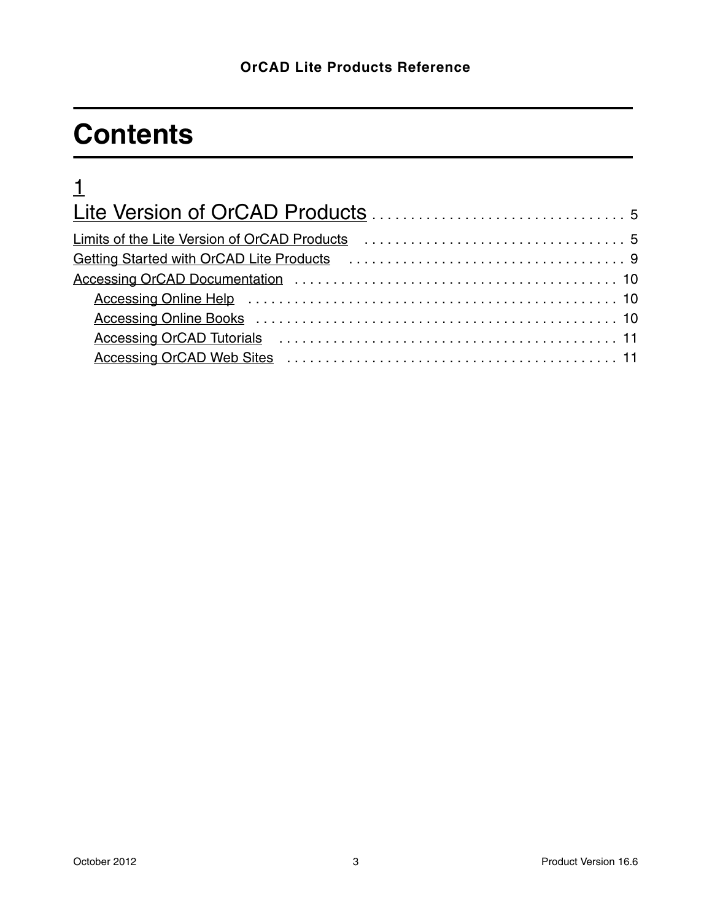# Contents

## 1
## Lite Version of OrCAD Products . . . . . . . . . . . . . . . . . . . . . . . . . . . . . . . . 5

Limits of the Lite Version of OrCAD Products . . . . . . . . . . . . . . . . . . . . . . . . . . . . . . . . . . 5

Getting Started with OrCAD Lite Products . . . . . . . . . . . . . . . . . . . . . . . . . . . . . . . . . . . . 9

Accessing OrCAD Documentation . . . . . . . . . . . . . . . . . . . . . . . . . . . . . . . . . . . . . . . . . 10

- Accessing Online Help . . . . . . . . . . . . . . . . . . . . . . . . . . . . . . . . . . . . . . . . . . . . . . . 10
- Accessing Online Books . . . . . . . . . . . . . . . . . . . . . . . . . . . . . . . . . . . . . . . . . . . . . . 10
- Accessing OrCAD Tutorials . . . . . . . . . . . . . . . . . . . . . . . . . . . . . . . . . . . . . . . . . . . . 11
- Accessing OrCAD Web Sites . . . . . . . . . . . . . . . . . . . . . . . . . . . . . . . . . . . . . . . . . . . 11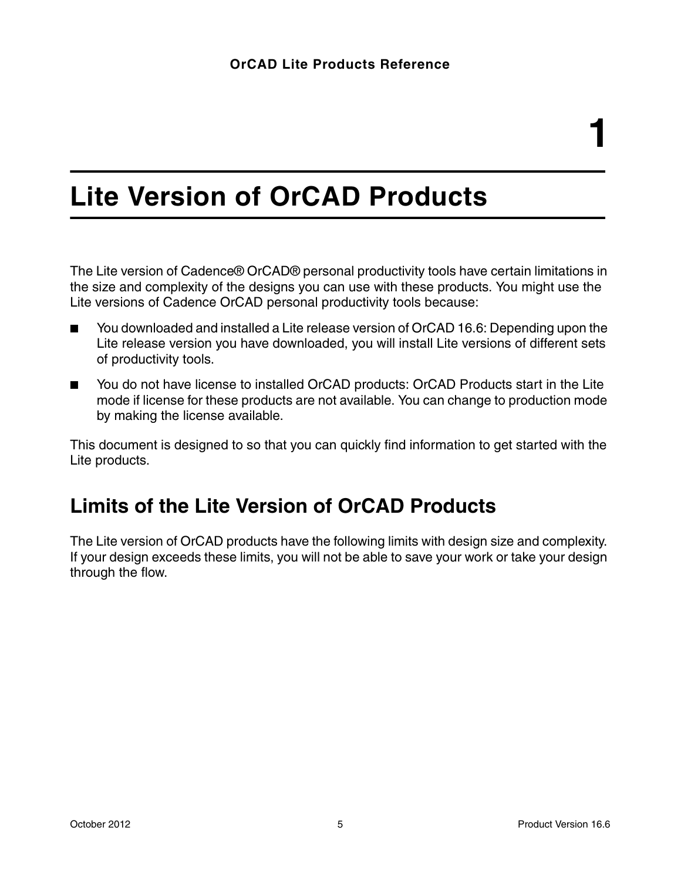// 1

# Lite Version of OrCAD Products

The Lite version of Cadence® OrCAD® personal productivity tools have certain limitations in the size and complexity of the designs you can use with these products. You might use the Lite versions of Cadence OrCAD personal productivity tools because:

- You downloaded and installed a Lite release version of OrCAD 16.6: Depending upon the Lite release version you have downloaded, you will install Lite versions of different sets of productivity tools.
- You do not have license to installed OrCAD products: OrCAD Products start in the Lite mode if license for these products are not available. You can change to production mode by making the license available.

This document is designed to so that you can quickly find information to get started with the Lite products.

## Limits of the Lite Version of OrCAD Products

The Lite version of OrCAD products have the following limits with design size and complexity. If your design exceeds these limits, you will not be able to save your work or take your design through the flow.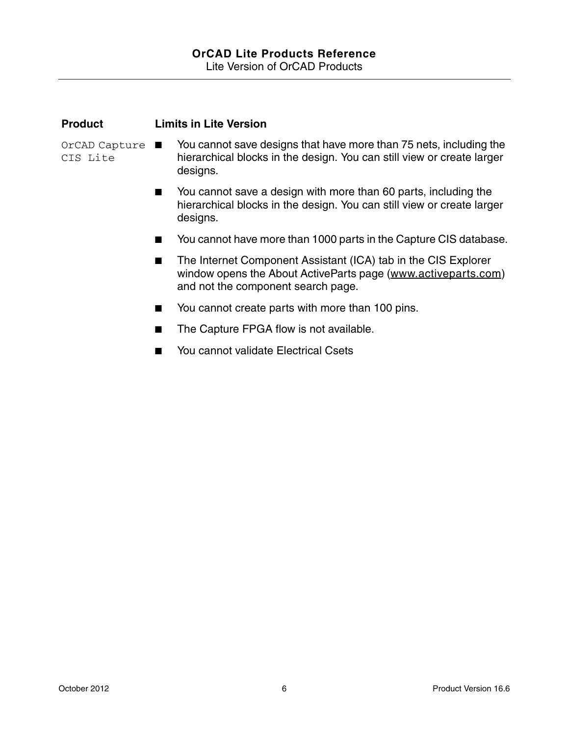| Product | Limits in Lite Version |
| --- | --- |
| OrCAD Capture CIS Lite | ■ You cannot save designs that have more than 75 nets, including the hierarchical blocks in the design. You can still view or create larger designs.<br>■ You cannot save a design with more than 60 parts, including the hierarchical blocks in the design. You can still view or create larger designs.<br>■ You cannot have more than 1000 parts in the Capture CIS database.<br>■ The Internet Component Assistant (ICA) tab in the CIS Explorer window opens the About ActiveParts page (www.activeparts.com) and not the component search page.<br>■ You cannot create parts with more than 100 pins.<br>■ The Capture FPGA flow is not available.<br>■ You cannot validate Electrical Csets |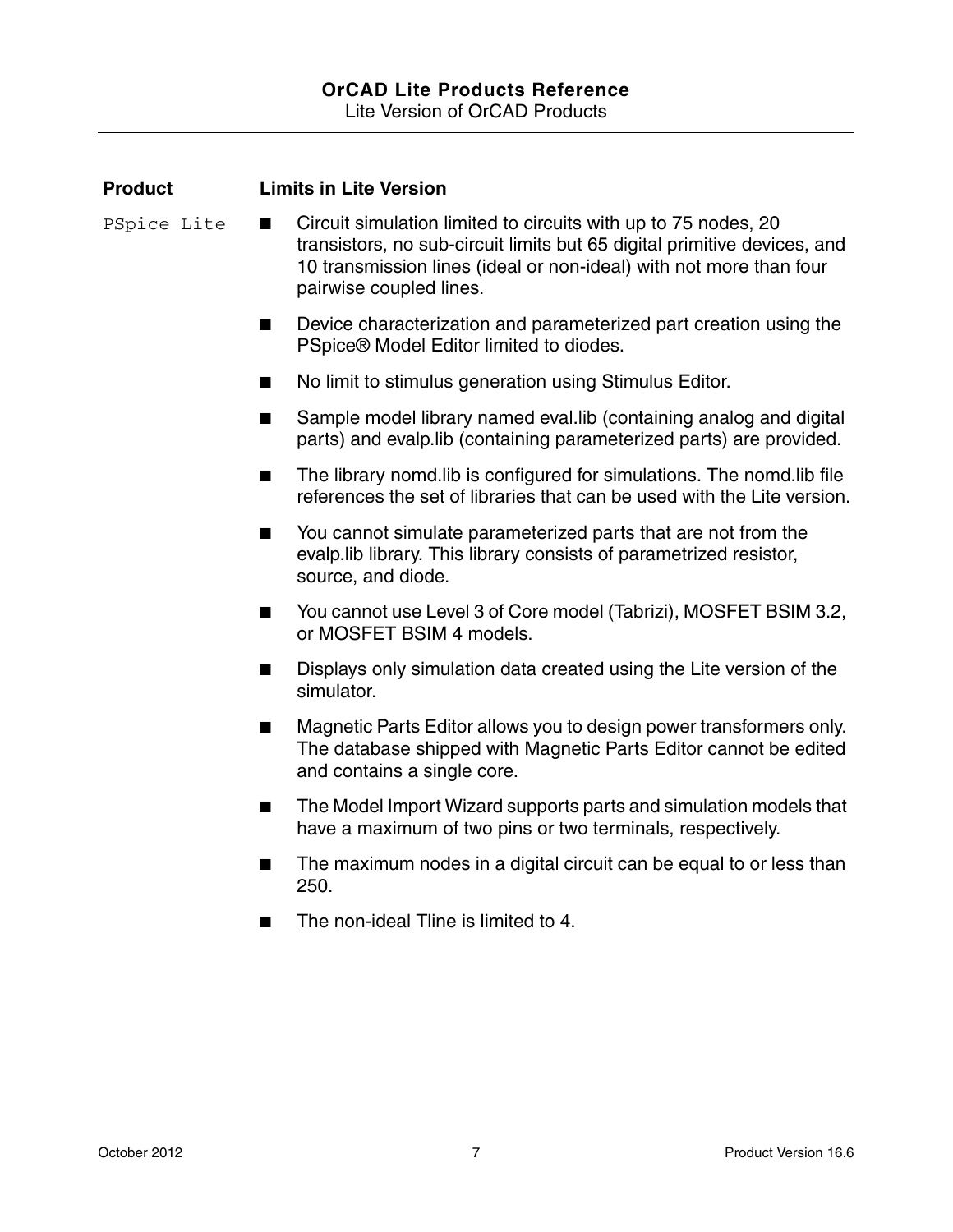| Product | Limits in Lite Version |
| --- | --- |
| PSpice Lite | ■ Circuit simulation limited to circuits with up to 75 nodes, 20 transistors, no sub-circuit limits but 65 digital primitive devices, and 10 transmission lines (ideal or non-ideal) with not more than four pairwise coupled lines.<br>■ Device characterization and parameterized part creation using the PSpice® Model Editor limited to diodes.<br>■ No limit to stimulus generation using Stimulus Editor.<br>■ Sample model library named eval.lib (containing analog and digital parts) and evalp.lib (containing parameterized parts) are provided.<br>■ The library nomd.lib is configured for simulations. The nomd.lib file references the set of libraries that can be used with the Lite version.<br>■ You cannot simulate parameterized parts that are not from the evalp.lib library. This library consists of parametrized resistor, source, and diode.<br>■ You cannot use Level 3 of Core model (Tabrizi), MOSFET BSIM 3.2, or MOSFET BSIM 4 models.<br>■ Displays only simulation data created using the Lite version of the simulator.<br>■ Magnetic Parts Editor allows you to design power transformers only. The database shipped with Magnetic Parts Editor cannot be edited and contains a single core.<br>■ The Model Import Wizard supports parts and simulation models that have a maximum of two pins or two terminals, respectively.<br>■ The maximum nodes in a digital circuit can be equal to or less than 250.<br>■ The non-ideal Tline is limited to 4. |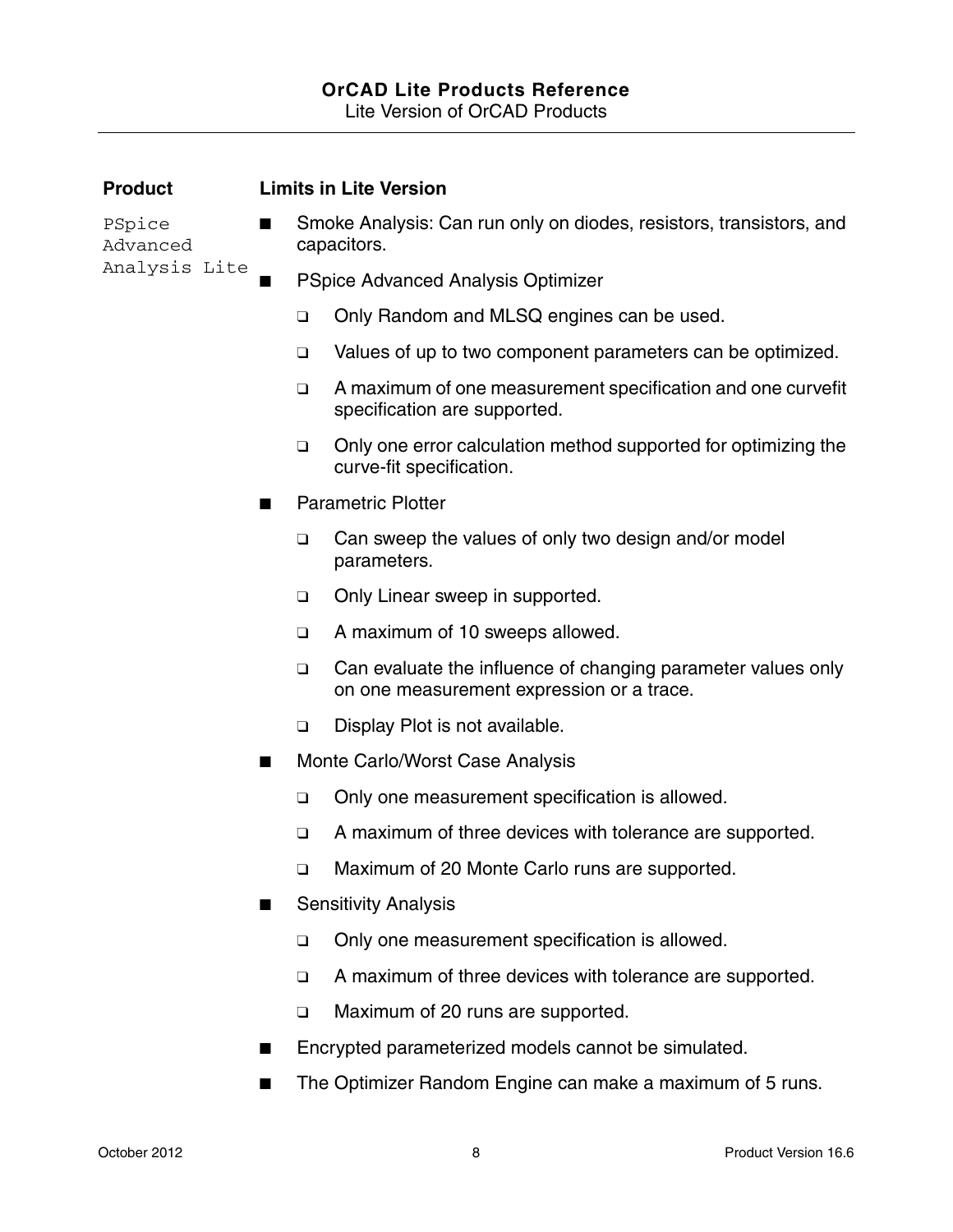| Product | Limits in Lite Version |
|---|---|
| `PSpice Advanced Analysis Lite` | ■ Smoke Analysis: Can run only on diodes, resistors, transistors, and capacitors.<br>■ PSpice Advanced Analysis Optimizer<br>❑ Only Random and MLSQ engines can be used.<br>❑ Values of up to two component parameters can be optimized.<br>❑ A maximum of one measurement specification and one curvefit specification are supported.<br>❑ Only one error calculation method supported for optimizing the curve-fit specification.<br>■ Parametric Plotter<br>❑ Can sweep the values of only two design and/or model parameters.<br>❑ Only Linear sweep in supported.<br>❑ A maximum of 10 sweeps allowed.<br>❑ Can evaluate the influence of changing parameter values only on one measurement expression or a trace.<br>❑ Display Plot is not available.<br>■ Monte Carlo/Worst Case Analysis<br>❑ Only one measurement specification is allowed.<br>❑ A maximum of three devices with tolerance are supported.<br>❑ Maximum of 20 Monte Carlo runs are supported.<br>■ Sensitivity Analysis<br>❑ Only one measurement specification is allowed.<br>❑ A maximum of three devices with tolerance are supported.<br>❑ Maximum of 20 runs are supported.<br>■ Encrypted parameterized models cannot be simulated.<br>■ The Optimizer Random Engine can make a maximum of 5 runs. |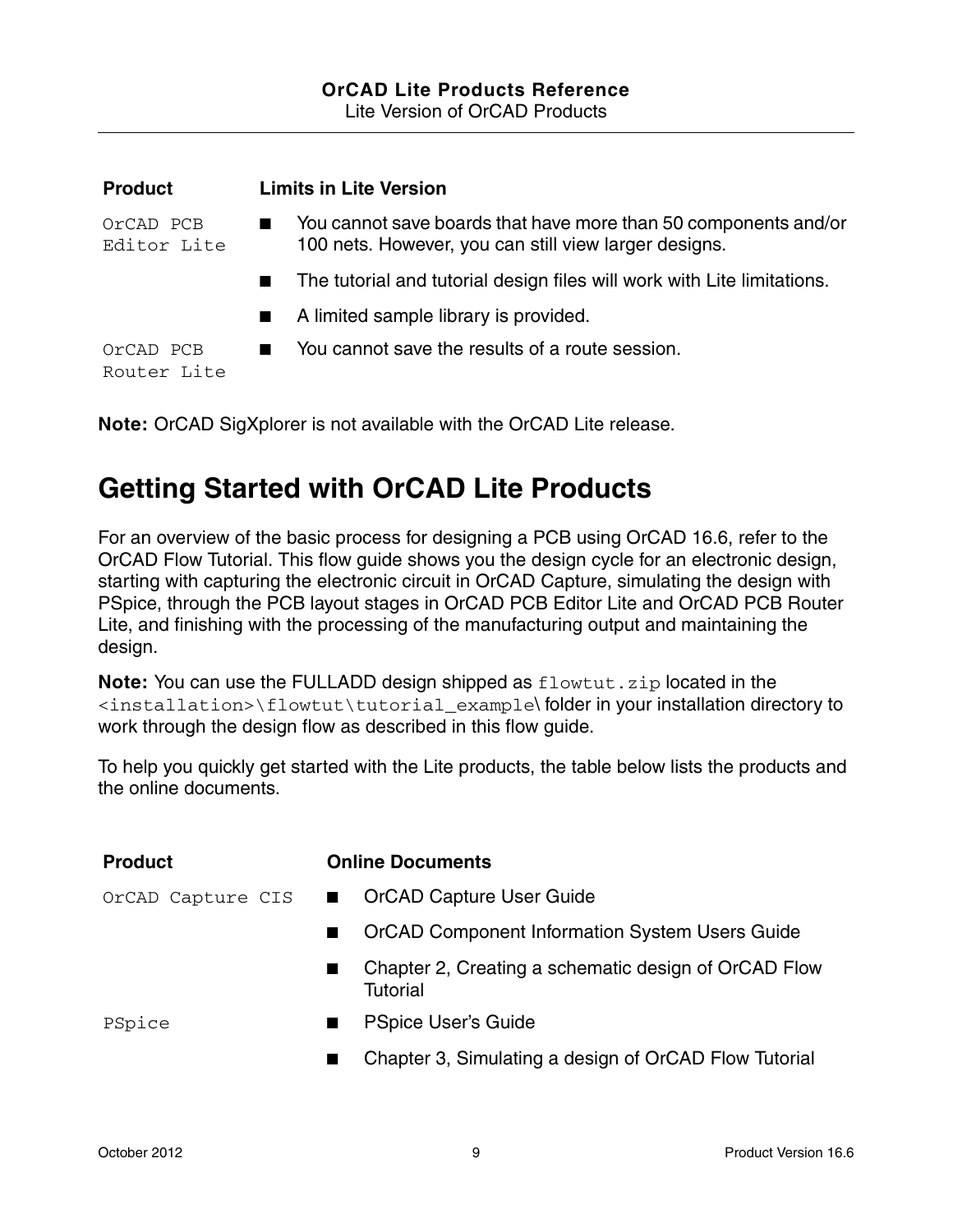| Product | Limits in Lite Version |
| --- | --- |
| `OrCAD PCB Editor Lite` | ■ You cannot save boards that have more than 50 components and/or 100 nets. However, you can still view larger designs.<br>■ The tutorial and tutorial design files will work with Lite limitations.<br>■ A limited sample library is provided. |
| `OrCAD PCB Router Lite` | ■ You cannot save the results of a route session. |

**Note:** OrCAD SigXplorer is not available with the OrCAD Lite release.

## Getting Started with OrCAD Lite Products

For an overview of the basic process for designing a PCB using OrCAD 16.6, refer to the OrCAD Flow Tutorial. This flow guide shows you the design cycle for an electronic design, starting with capturing the electronic circuit in OrCAD Capture, simulating the design with PSpice, through the PCB layout stages in OrCAD PCB Editor Lite and OrCAD PCB Router Lite, and finishing with the processing of the manufacturing output and maintaining the design.

**Note:** You can use the FULLADD design shipped as `flowtut.zip` located in the `<installation>\flowtut\tutorial_example\` folder in your installation directory to work through the design flow as described in this flow guide.

To help you quickly get started with the Lite products, the table below lists the products and the online documents.

| Product | Online Documents |
| --- | --- |
| `OrCAD Capture CIS` | ■ OrCAD Capture User Guide<br>■ OrCAD Component Information System Users Guide<br>■ Chapter 2, Creating a schematic design of OrCAD Flow Tutorial |
| `PSpice` | ■ PSpice User's Guide<br>■ Chapter 3, Simulating a design of OrCAD Flow Tutorial |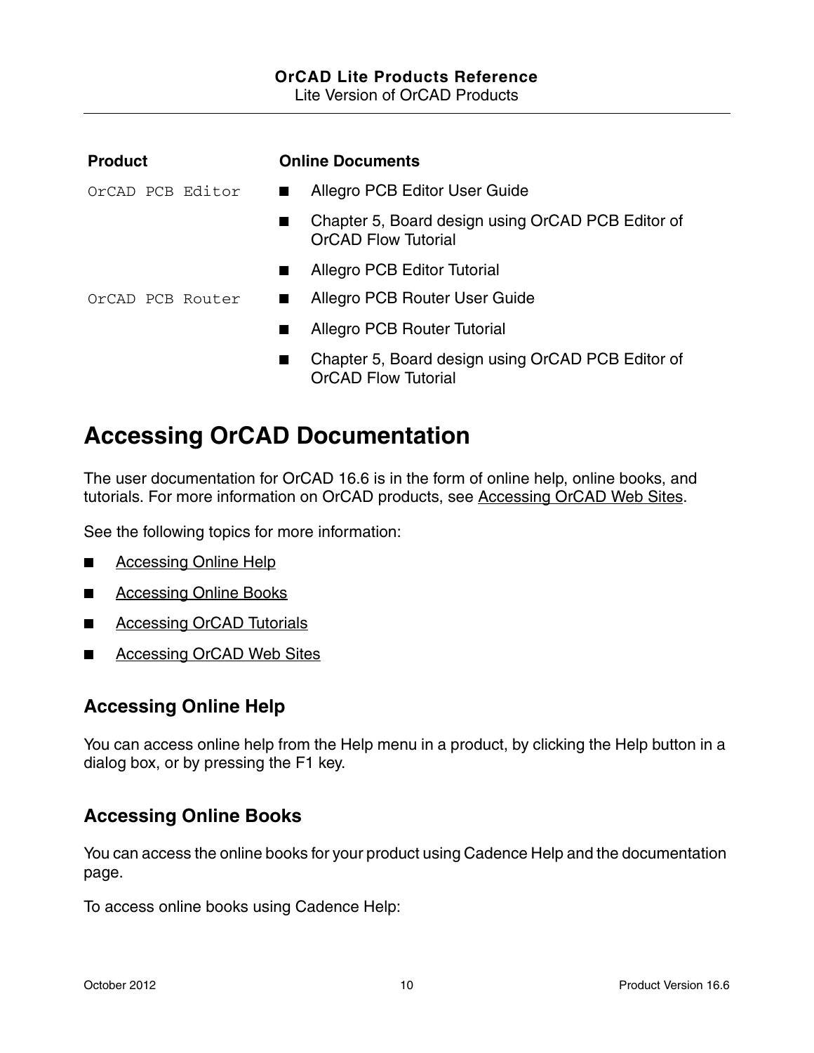| Product | Online Documents |
|---|---|
| `OrCAD PCB Editor` | ■ Allegro PCB Editor User Guide |
| | ■ Chapter 5, Board design using OrCAD PCB Editor of OrCAD Flow Tutorial |
| | ■ Allegro PCB Editor Tutorial |
| `OrCAD PCB Router` | ■ Allegro PCB Router User Guide |
| | ■ Allegro PCB Router Tutorial |
| | ■ Chapter 5, Board design using OrCAD PCB Editor of OrCAD Flow Tutorial |

# Accessing OrCAD Documentation

The user documentation for OrCAD 16.6 is in the form of online help, online books, and tutorials. For more information on OrCAD products, see Accessing OrCAD Web Sites.

See the following topics for more information:

- Accessing Online Help
- Accessing Online Books
- Accessing OrCAD Tutorials
- Accessing OrCAD Web Sites

## Accessing Online Help

You can access online help from the Help menu in a product, by clicking the Help button in a dialog box, or by pressing the F1 key.

## Accessing Online Books

You can access the online books for your product using Cadence Help and the documentation page.

To access online books using Cadence Help: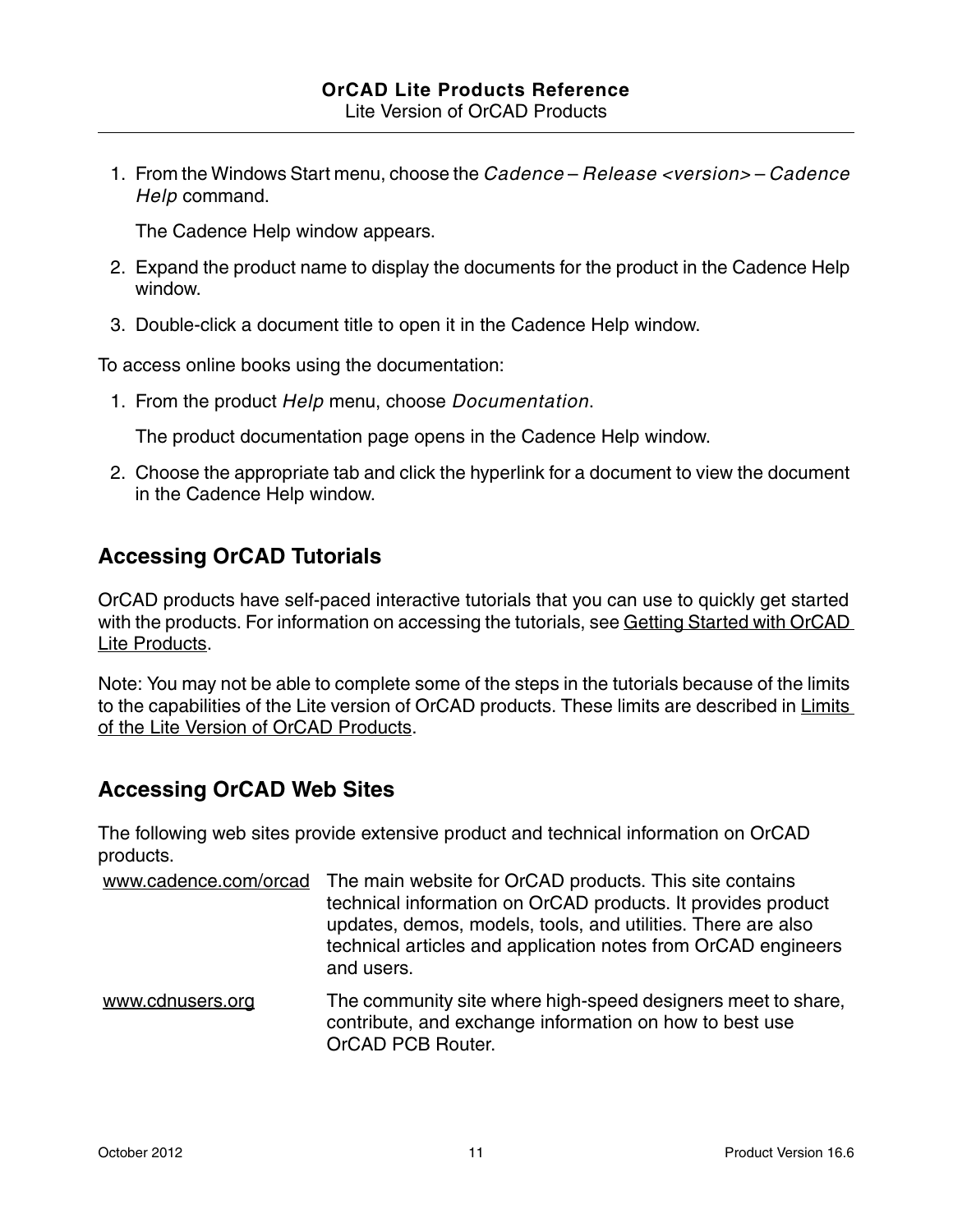1. From the Windows Start menu, choose the *Cadence – Release <version> – Cadence Help* command.

   The Cadence Help window appears.

2. Expand the product name to display the documents for the product in the Cadence Help window.
3. Double-click a document title to open it in the Cadence Help window.

To access online books using the documentation:

1. From the product *Help* menu, choose *Documentation*.

   The product documentation page opens in the Cadence Help window.

2. Choose the appropriate tab and click the hyperlink for a document to view the document in the Cadence Help window.

## Accessing OrCAD Tutorials

OrCAD products have self-paced interactive tutorials that you can use to quickly get started with the products. For information on accessing the tutorials, see Getting Started with OrCAD Lite Products.

Note: You may not be able to complete some of the steps in the tutorials because of the limits to the capabilities of the Lite version of OrCAD products. These limits are described in Limits of the Lite Version of OrCAD Products.

## Accessing OrCAD Web Sites

The following web sites provide extensive product and technical information on OrCAD products.

| | |
|---|---|
| www.cadence.com/orcad | The main website for OrCAD products. This site contains technical information on OrCAD products. It provides product updates, demos, models, tools, and utilities. There are also technical articles and application notes from OrCAD engineers and users. |
| www.cdnusers.org | The community site where high-speed designers meet to share, contribute, and exchange information on how to best use OrCAD PCB Router. |